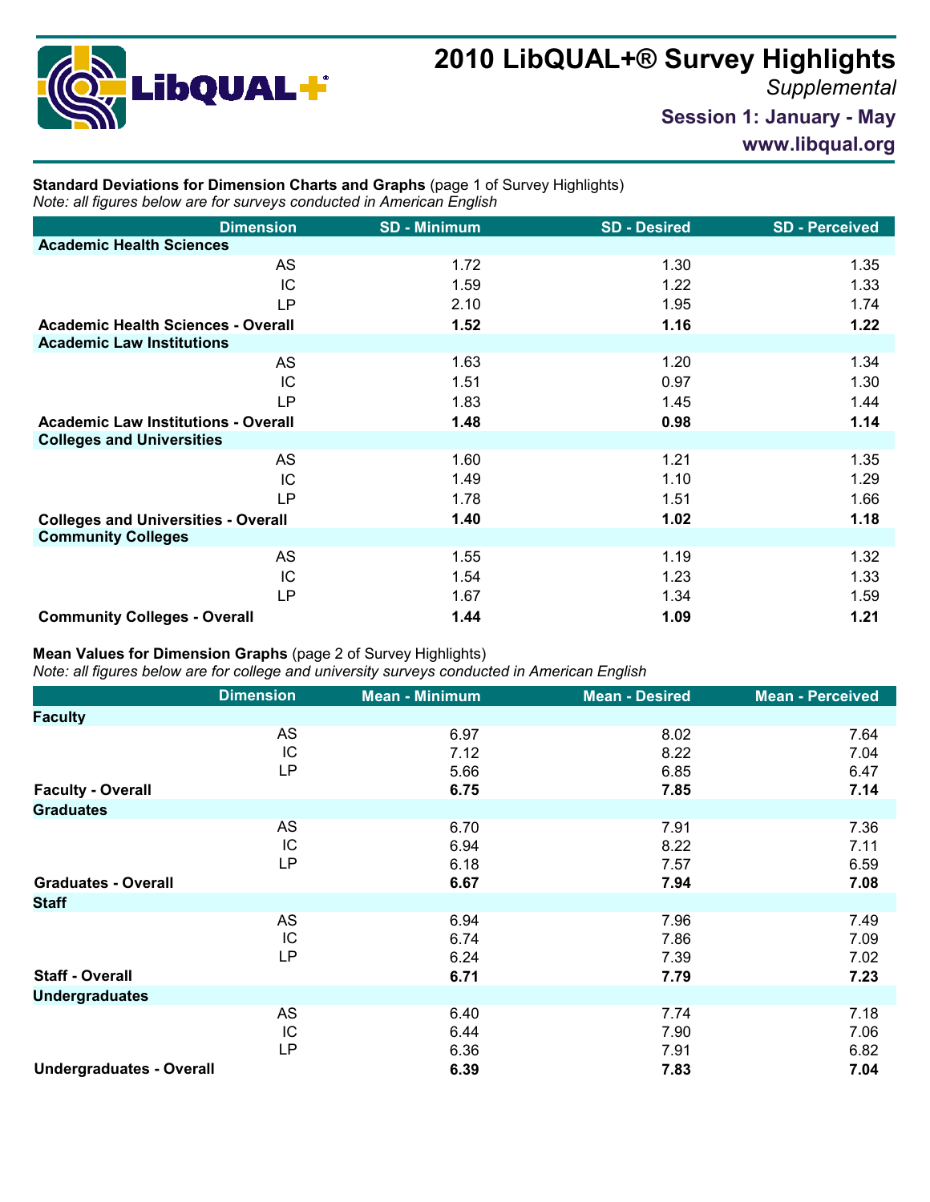# 2010 LibQUAL+® Survey Highlights

*Supplemental*

**Session 1: January - May**

**www.libqual.org**

**Standard Deviations for Dimension Charts and Graphs** (page 1 of Survey Highlights)
*Note: all figures below are for surveys conducted in American English*

| Dimension | SD - Minimum | SD - Desired | SD - Perceived |
|---|---|---|---|
| **Academic Health Sciences** | | | |
| AS | 1.72 | 1.30 | 1.35 |
| IC | 1.59 | 1.22 | 1.33 |
| LP | 2.10 | 1.95 | 1.74 |
| **Academic Health Sciences - Overall** | **1.52** | **1.16** | **1.22** |
| **Academic Law Institutions** | | | |
| AS | 1.63 | 1.20 | 1.34 |
| IC | 1.51 | 0.97 | 1.30 |
| LP | 1.83 | 1.45 | 1.44 |
| **Academic Law Institutions - Overall** | **1.48** | **0.98** | **1.14** |
| **Colleges and Universities** | | | |
| AS | 1.60 | 1.21 | 1.35 |
| IC | 1.49 | 1.10 | 1.29 |
| LP | 1.78 | 1.51 | 1.66 |
| **Colleges and Universities - Overall** | **1.40** | **1.02** | **1.18** |
| **Community Colleges** | | | |
| AS | 1.55 | 1.19 | 1.32 |
| IC | 1.54 | 1.23 | 1.33 |
| LP | 1.67 | 1.34 | 1.59 |
| **Community Colleges - Overall** | **1.44** | **1.09** | **1.21** |

**Mean Values for Dimension Graphs** (page 2 of Survey Highlights)
*Note: all figures below are for college and university surveys conducted in American English*

| Dimension | Mean - Minimum | Mean - Desired | Mean - Perceived |
|---|---|---|---|
| **Faculty** | | | |
| AS | 6.97 | 8.02 | 7.64 |
| IC | 7.12 | 8.22 | 7.04 |
| LP | 5.66 | 6.85 | 6.47 |
| **Faculty - Overall** | **6.75** | **7.85** | **7.14** |
| **Graduates** | | | |
| AS | 6.70 | 7.91 | 7.36 |
| IC | 6.94 | 8.22 | 7.11 |
| LP | 6.18 | 7.57 | 6.59 |
| **Graduates - Overall** | **6.67** | **7.94** | **7.08** |
| **Staff** | | | |
| AS | 6.94 | 7.96 | 7.49 |
| IC | 6.74 | 7.86 | 7.09 |
| LP | 6.24 | 7.39 | 7.02 |
| **Staff - Overall** | **6.71** | **7.79** | **7.23** |
| **Undergraduates** | | | |
| AS | 6.40 | 7.74 | 7.18 |
| IC | 6.44 | 7.90 | 7.06 |
| LP | 6.36 | 7.91 | 6.82 |
| **Undergraduates - Overall** | **6.39** | **7.83** | **7.04** |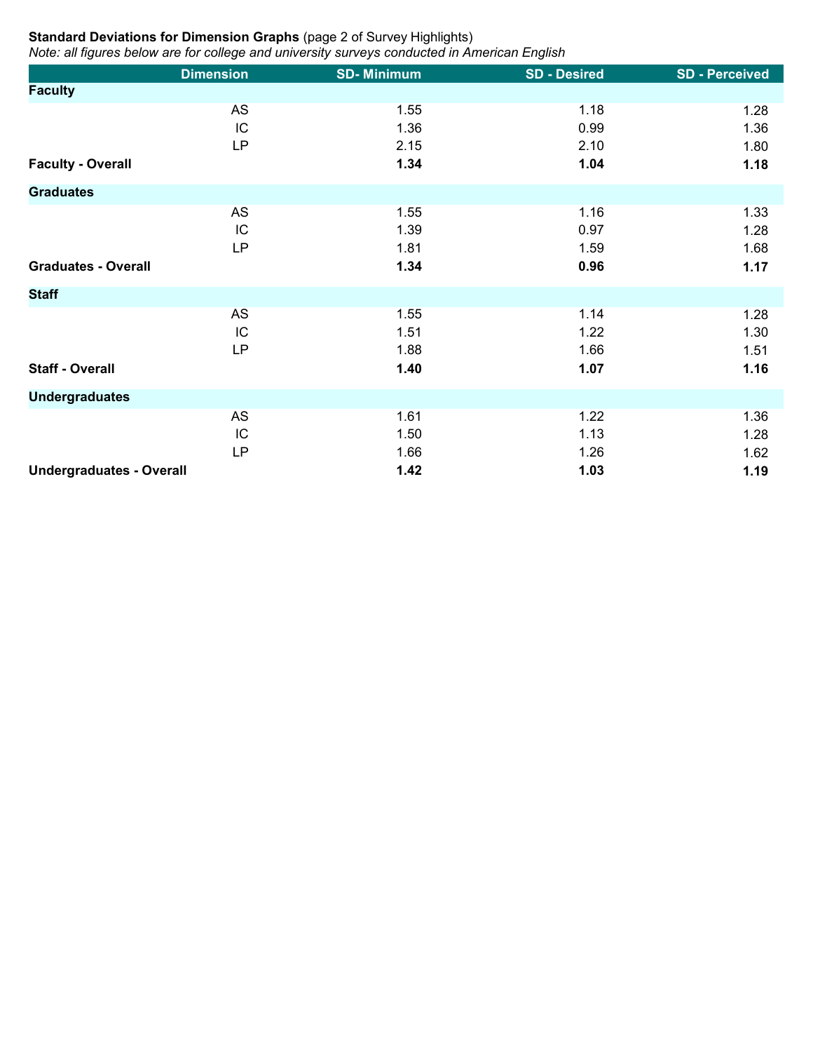**Standard Deviations for Dimension Graphs** (page 2 of Survey Highlights)

*Note: all figures below are for college and university surveys conducted in American English*

| | Dimension | SD- Minimum | SD - Desired | SD - Perceived |
|---|---|---|---|---|
| **Faculty** | | | | |
| | AS | 1.55 | 1.18 | 1.28 |
| | IC | 1.36 | 0.99 | 1.36 |
| | LP | 2.15 | 2.10 | 1.80 |
| **Faculty - Overall** | | **1.34** | **1.04** | **1.18** |
| **Graduates** | | | | |
| | AS | 1.55 | 1.16 | 1.33 |
| | IC | 1.39 | 0.97 | 1.28 |
| | LP | 1.81 | 1.59 | 1.68 |
| **Graduates - Overall** | | **1.34** | **0.96** | **1.17** |
| **Staff** | | | | |
| | AS | 1.55 | 1.14 | 1.28 |
| | IC | 1.51 | 1.22 | 1.30 |
| | LP | 1.88 | 1.66 | 1.51 |
| **Staff - Overall** | | **1.40** | **1.07** | **1.16** |
| **Undergraduates** | | | | |
| | AS | 1.61 | 1.22 | 1.36 |
| | IC | 1.50 | 1.13 | 1.28 |
| | LP | 1.66 | 1.26 | 1.62 |
| **Undergraduates - Overall** | | **1.42** | **1.03** | **1.19** |